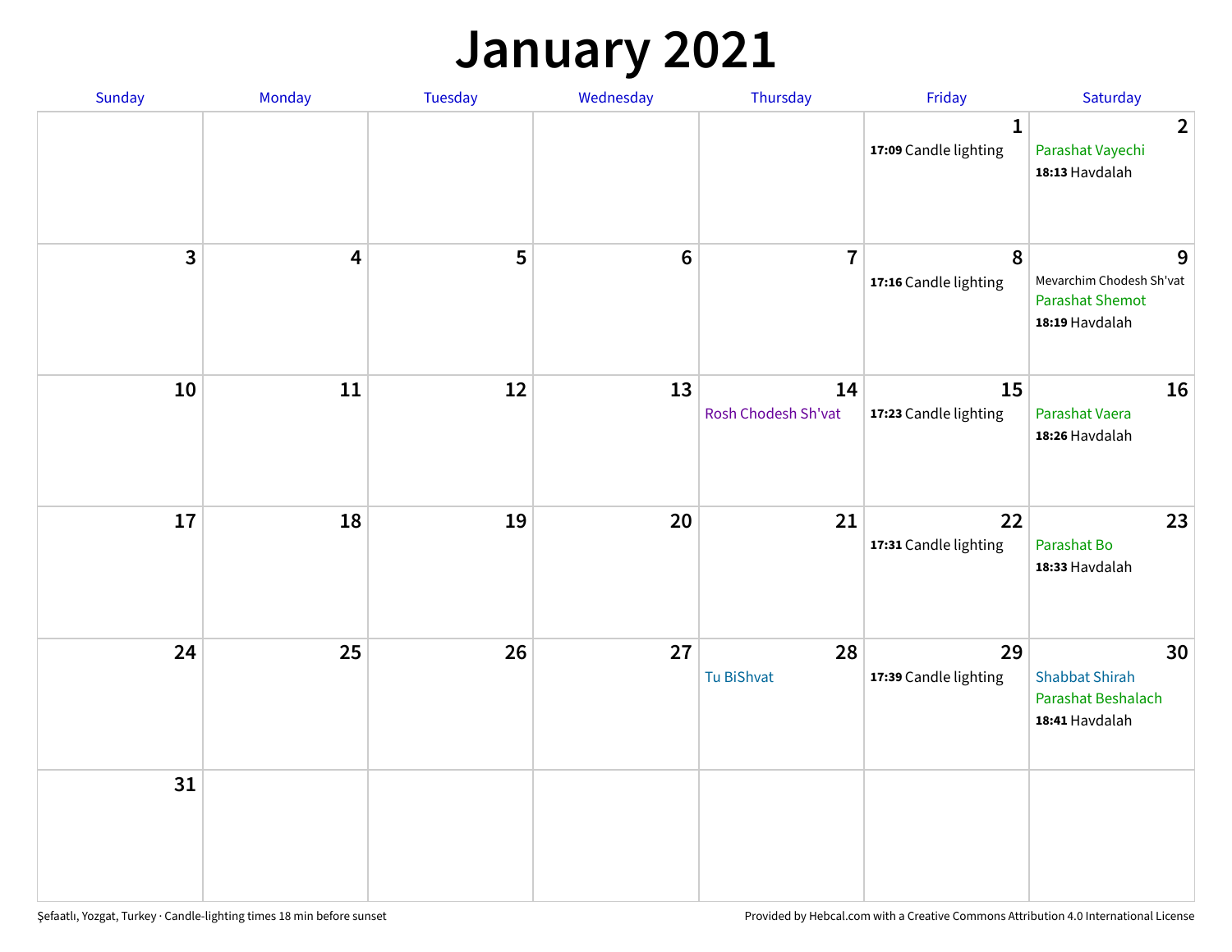# January 2021

| Sunday | Monday | Tuesday | Wednesday | Thursday | Friday | Saturday |
|---|---|---|---|---|---|---|
| | | | | | 1<br>**17:09** Candle lighting | 2<br>Parashat Vayechi<br>**18:13** Havdalah |
| 3 | 4 | 5 | 6 | 7 | 8<br>**17:16** Candle lighting | 9<br>Mevarchim Chodesh Sh'vat<br>Parashat Shemot<br>**18:19** Havdalah |
| 10 | 11 | 12 | 13 | 14<br>Rosh Chodesh Sh'vat | 15<br>**17:23** Candle lighting | 16<br>Parashat Vaera<br>**18:26** Havdalah |
| 17 | 18 | 19 | 20 | 21 | 22<br>**17:31** Candle lighting | 23<br>Parashat Bo<br>**18:33** Havdalah |
| 24 | 25 | 26 | 27 | 28<br>Tu BiShvat | 29<br>**17:39** Candle lighting | 30<br>Shabbat Shirah<br>Parashat Beshalach<br>**18:41** Havdalah |
| 31 | | | | | | |

Şefaatlı, Yozgat, Turkey · Candle-lighting times 18 min before sunset

Provided by Hebcal.com with a Creative Commons Attribution 4.0 International License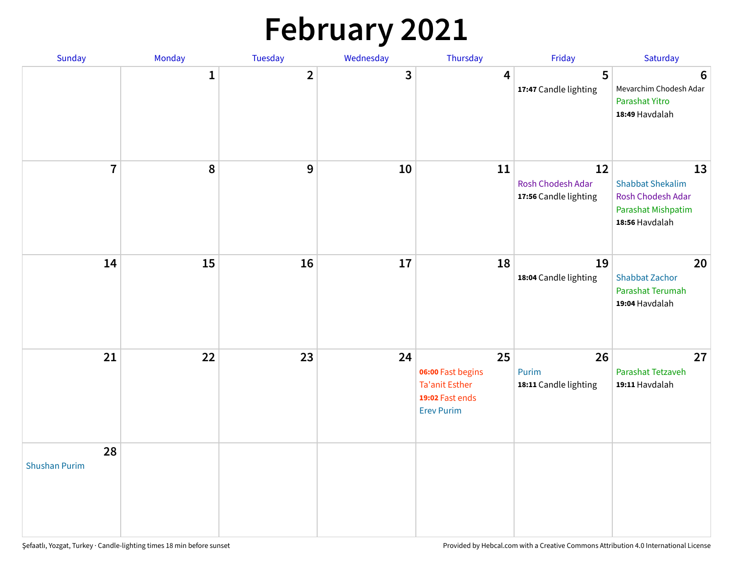# February 2021

| Sunday | Monday | Tuesday | Wednesday | Thursday | Friday | Saturday |
|---|---|---|---|---|---|---|
| | 1 | 2 | 3 | 4 | 5<br>**17:47** Candle lighting | 6<br>Mevarchim Chodesh Adar<br>Parashat Yitro<br>**18:49** Havdalah |
| 7 | 8 | 9 | 10 | 11 | 12<br>Rosh Chodesh Adar<br>**17:56** Candle lighting | 13<br>Shabbat Shekalim<br>Rosh Chodesh Adar<br>Parashat Mishpatim<br>**18:56** Havdalah |
| 14 | 15 | 16 | 17 | 18 | 19<br>**18:04** Candle lighting | 20<br>Shabbat Zachor<br>Parashat Terumah<br>**19:04** Havdalah |
| 21 | 22 | 23 | 24 | 25<br>**06:00** Fast begins<br>Ta'anit Esther<br>**19:02** Fast ends<br>Erev Purim | 26<br>Purim<br>**18:11** Candle lighting | 27<br>Parashat Tetzaveh<br>**19:11** Havdalah |
| 28<br>Shushan Purim | | | | | | |

Şefaatlı, Yozgat, Turkey · Candle-lighting times 18 min before sunset

Provided by Hebcal.com with a Creative Commons Attribution 4.0 International License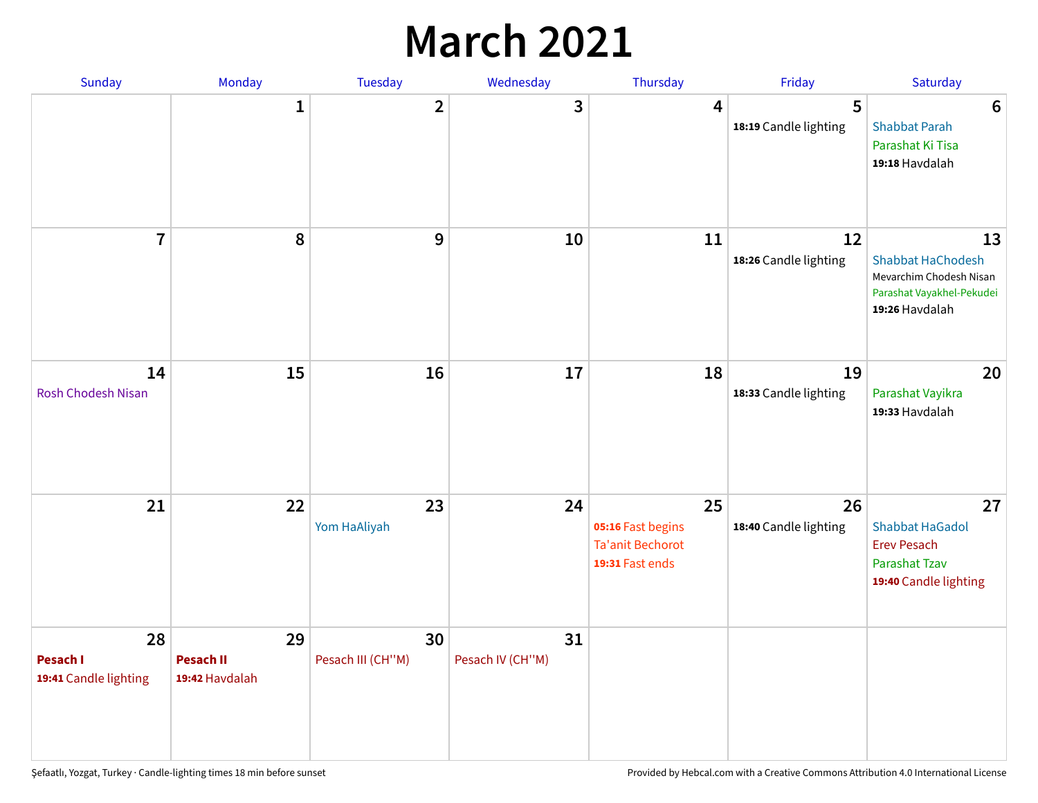# March 2021

| Sunday | Monday | Tuesday | Wednesday | Thursday | Friday | Saturday |
| --- | --- | --- | --- | --- | --- | --- |
| | 1 | 2 | 3 | 4 | 5<br>**18:19** Candle lighting | 6<br>Shabbat Parah<br>Parashat Ki Tisa<br>**19:18** Havdalah |
| 7 | 8 | 9 | 10 | 11 | 12<br>**18:26** Candle lighting | 13<br>Shabbat HaChodesh<br>Mevarchim Chodesh Nisan<br>Parashat Vayakhel-Pekudei<br>**19:26** Havdalah |
| 14<br>Rosh Chodesh Nisan | 15 | 16 | 17 | 18 | 19<br>**18:33** Candle lighting | 20<br>Parashat Vayikra<br>**19:33** Havdalah |
| 21 | 22 | 23<br>Yom HaAliyah | 24 | 25<br>**05:16** Fast begins<br>Ta'anit Bechorot<br>**19:31** Fast ends | 26<br>**18:40** Candle lighting | 27<br>Shabbat HaGadol<br>Erev Pesach<br>Parashat Tzav<br>**19:40** Candle lighting |
| 28<br>**Pesach I**<br>**19:41** Candle lighting | 29<br>**Pesach II**<br>**19:42** Havdalah | 30<br>Pesach III (CH''M) | 31<br>Pesach IV (CH''M) | | | |

Şefaatlı, Yozgat, Turkey · Candle-lighting times 18 min before sunset

Provided by Hebcal.com with a Creative Commons Attribution 4.0 International License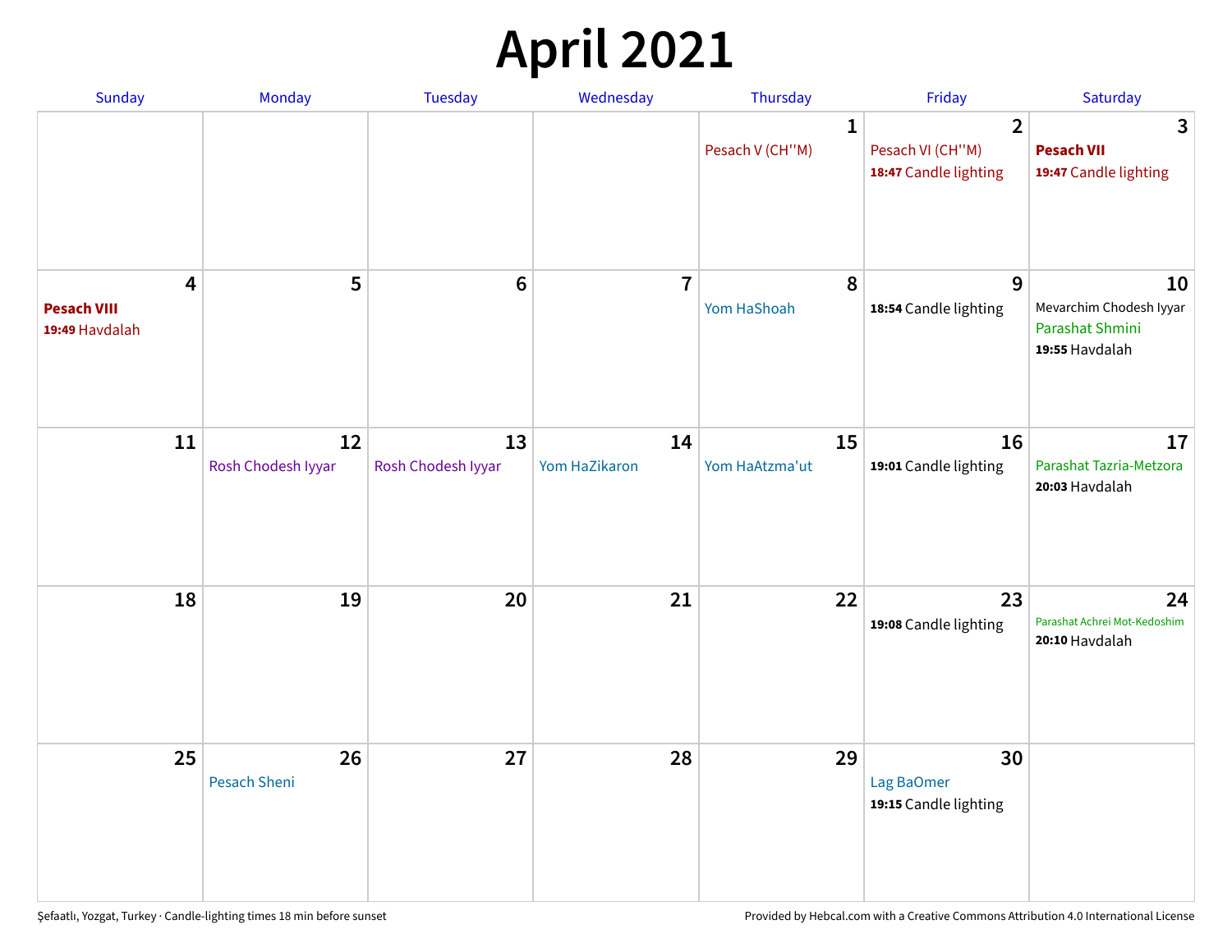# April 2021

| Sunday | Monday | Tuesday | Wednesday | Thursday | Friday | Saturday |
|---|---|---|---|---|---|---|
| | | | | **1**<br>Pesach V (CH''M) | **2**<br>Pesach VI (CH''M)<br>**18:47** Candle lighting | **3**<br>**Pesach VII**<br>**19:47** Candle lighting |
| **4**<br>**Pesach VIII**<br>**19:49** Havdalah | **5** | **6** | **7** | **8**<br>Yom HaShoah | **9**<br>**18:54** Candle lighting | **10**<br>Mevarchim Chodesh Iyyar<br>Parashat Shmini<br>**19:55** Havdalah |
| **11** | **12**<br>Rosh Chodesh Iyyar | **13**<br>Rosh Chodesh Iyyar | **14**<br>Yom HaZikaron | **15**<br>Yom HaAtzma'ut | **16**<br>**19:01** Candle lighting | **17**<br>Parashat Tazria-Metzora<br>**20:03** Havdalah |
| **18** | **19** | **20** | **21** | **22** | **23**<br>**19:08** Candle lighting | **24**<br>Parashat Achrei Mot-Kedoshim<br>**20:10** Havdalah |
| **25** | **26**<br>Pesach Sheni | **27** | **28** | **29** | **30**<br>Lag BaOmer<br>**19:15** Candle lighting | |

Şefaatlı, Yozgat, Turkey · Candle-lighting times 18 min before sunset

Provided by Hebcal.com with a Creative Commons Attribution 4.0 International License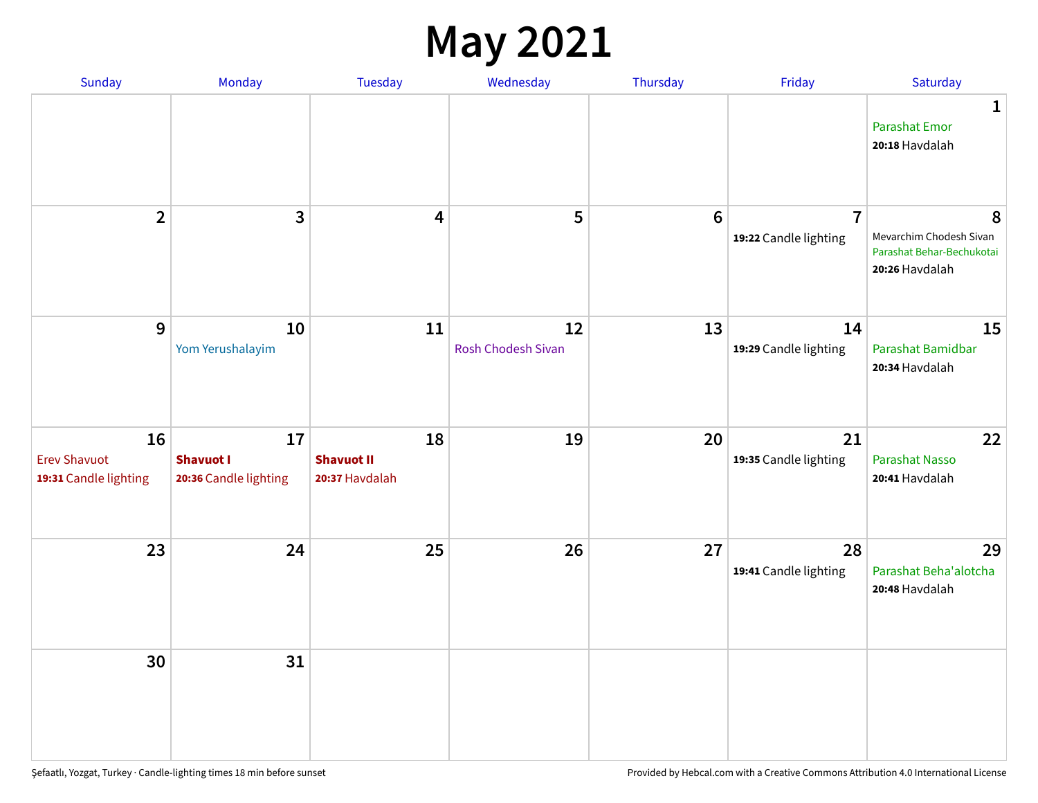# May 2021

| Sunday | Monday | Tuesday | Wednesday | Thursday | Friday | Saturday |
|---|---|---|---|---|---|---|
| | | | | | | **1** Parashat Emor **20:18** Havdalah |
| **2** | **3** | **4** | **5** | **6** | **7** **19:22** Candle lighting | **8** Mevarchim Chodesh Sivan Parashat Behar-Bechukotai **20:26** Havdalah |
| **9** | **10** Yom Yerushalayim | **11** | **12** Rosh Chodesh Sivan | **13** | **14** **19:29** Candle lighting | **15** Parashat Bamidbar **20:34** Havdalah |
| **16** Erev Shavuot **19:31** Candle lighting | **17** **Shavuot I** **20:36** Candle lighting | **18** **Shavuot II** **20:37** Havdalah | **19** | **20** | **21** **19:35** Candle lighting | **22** Parashat Nasso **20:41** Havdalah |
| **23** | **24** | **25** | **26** | **27** | **28** **19:41** Candle lighting | **29** Parashat Beha'alotcha **20:48** Havdalah |
| **30** | **31** | | | | | |

Şefaatlı, Yozgat, Turkey · Candle-lighting times 18 min before sunset

Provided by Hebcal.com with a Creative Commons Attribution 4.0 International License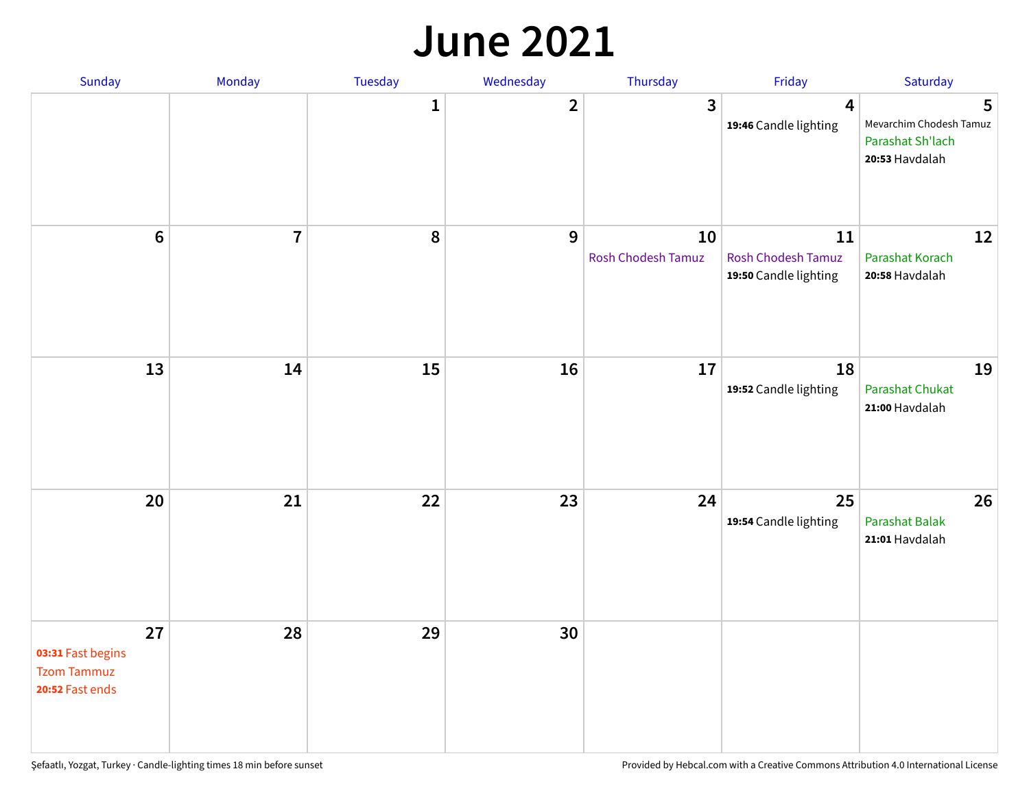# June 2021

| Sunday | Monday | Tuesday | Wednesday | Thursday | Friday | Saturday |
|---|---|---|---|---|---|---|
| | | 1 | 2 | 3 | 4<br>**19:46** Candle lighting | 5<br>Mevarchim Chodesh Tamuz<br>Parashat Sh'lach<br>**20:53** Havdalah |
| 6 | 7 | 8 | 9 | 10<br>Rosh Chodesh Tamuz | 11<br>Rosh Chodesh Tamuz<br>**19:50** Candle lighting | 12<br>Parashat Korach<br>**20:58** Havdalah |
| 13 | 14 | 15 | 16 | 17 | 18<br>**19:52** Candle lighting | 19<br>Parashat Chukat<br>**21:00** Havdalah |
| 20 | 21 | 22 | 23 | 24 | 25<br>**19:54** Candle lighting | 26<br>Parashat Balak<br>**21:01** Havdalah |
| 27<br>**03:31** Fast begins<br>Tzom Tammuz<br>**20:52** Fast ends | 28 | 29 | 30 | | | |

Şefaatlı, Yozgat, Turkey · Candle-lighting times 18 min before sunset

Provided by Hebcal.com with a Creative Commons Attribution 4.0 International License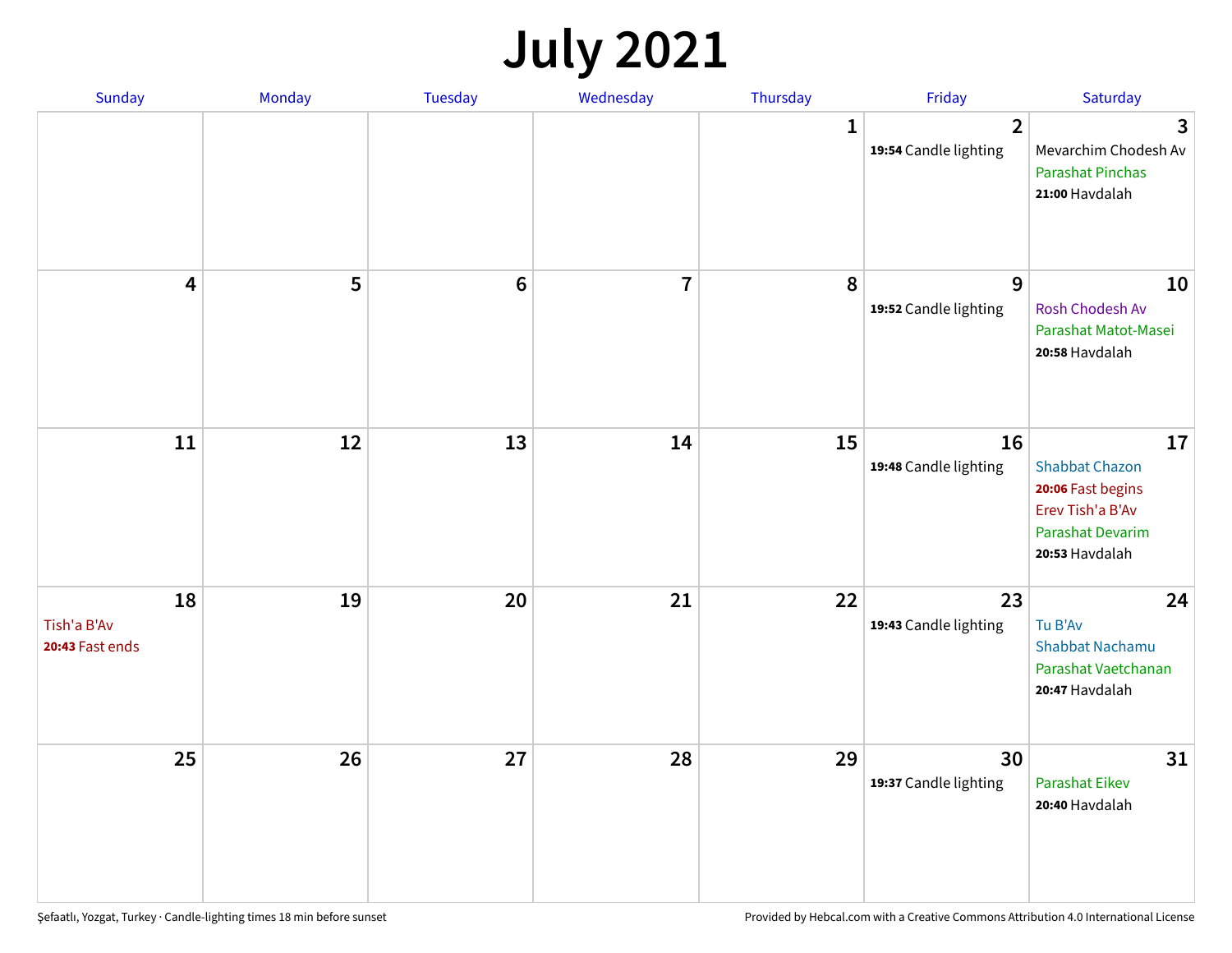# July 2021

| Sunday | Monday | Tuesday | Wednesday | Thursday | Friday | Saturday |
|---|---|---|---|---|---|---|
| | | | | 1 | 2<br>**19:54** Candle lighting | 3<br>Mevarchim Chodesh Av<br>Parashat Pinchas<br>**21:00** Havdalah |
| 4 | 5 | 6 | 7 | 8 | 9<br>**19:52** Candle lighting | 10<br>Rosh Chodesh Av<br>Parashat Matot-Masei<br>**20:58** Havdalah |
| 11 | 12 | 13 | 14 | 15 | 16<br>**19:48** Candle lighting | 17<br>Shabbat Chazon<br>**20:06** Fast begins<br>Erev Tish'a B'Av<br>Parashat Devarim<br>**20:53** Havdalah |
| 18<br>Tish'a B'Av<br>**20:43** Fast ends | 19 | 20 | 21 | 22 | 23<br>**19:43** Candle lighting | 24<br>Tu B'Av<br>Shabbat Nachamu<br>Parashat Vaetchanan<br>**20:47** Havdalah |
| 25 | 26 | 27 | 28 | 29 | 30<br>**19:37** Candle lighting | 31<br>Parashat Eikev<br>**20:40** Havdalah |

Şefaatlı, Yozgat, Turkey · Candle-lighting times 18 min before sunset

Provided by Hebcal.com with a Creative Commons Attribution 4.0 International License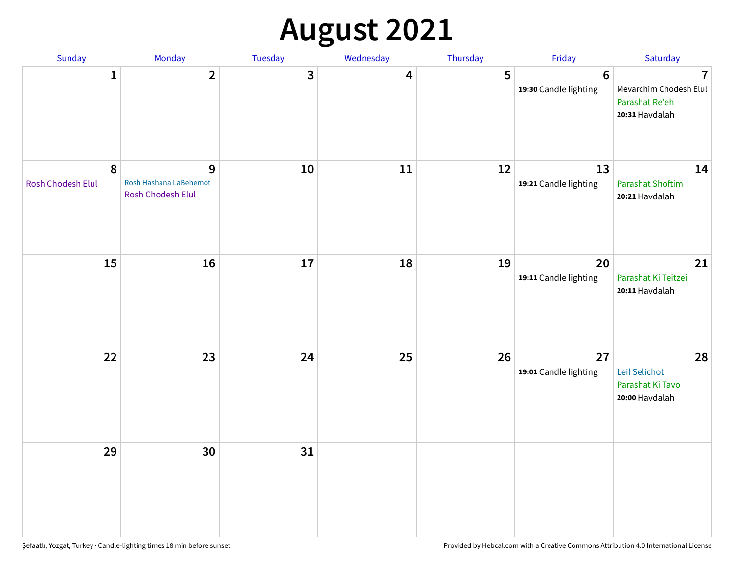# August 2021

| Sunday | Monday | Tuesday | Wednesday | Thursday | Friday | Saturday |
|---|---|---|---|---|---|---|
| 1 | 2 | 3 | 4 | 5 | 6<br>**19:30** Candle lighting | 7<br>Mevarchim Chodesh Elul<br>Parashat Re'eh<br>**20:31** Havdalah |
| 8<br>Rosh Chodesh Elul | 9<br>Rosh Hashana LaBehemot<br>Rosh Chodesh Elul | 10 | 11 | 12 | 13<br>**19:21** Candle lighting | 14<br>Parashat Shoftim<br>**20:21** Havdalah |
| 15 | 16 | 17 | 18 | 19 | 20<br>**19:11** Candle lighting | 21<br>Parashat Ki Teitzei<br>**20:11** Havdalah |
| 22 | 23 | 24 | 25 | 26 | 27<br>**19:01** Candle lighting | 28<br>Leil Selichot<br>Parashat Ki Tavo<br>**20:00** Havdalah |
| 29 | 30 | 31 | | | | |

Şefaatlı, Yozgat, Turkey · Candle-lighting times 18 min before sunset

Provided by Hebcal.com with a Creative Commons Attribution 4.0 International License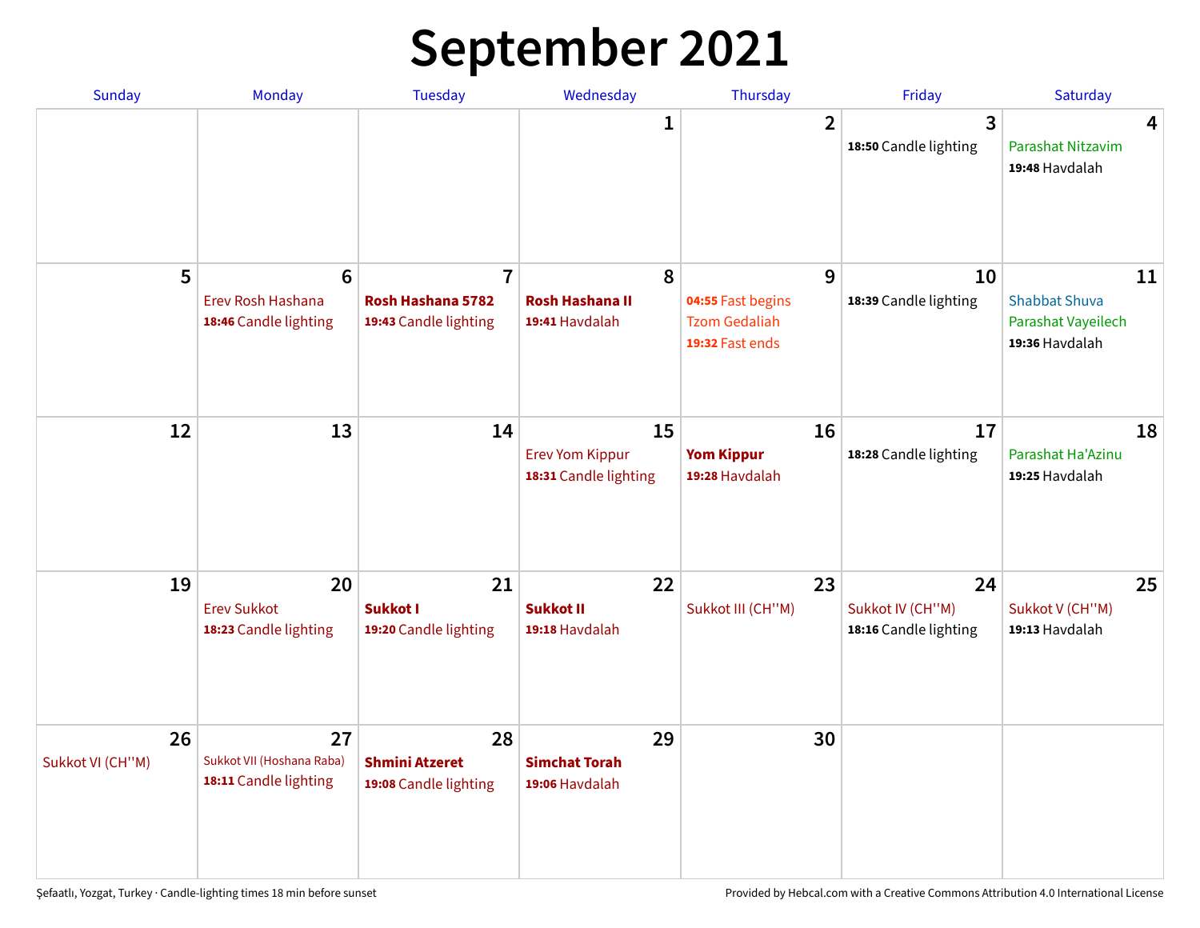# September 2021

| Sunday | Monday | Tuesday | Wednesday | Thursday | Friday | Saturday |
|---|---|---|---|---|---|---|
| | | | 1 | 2 | 3<br>**18:50** Candle lighting | 4<br>Parashat Nitzavim<br>**19:48** Havdalah |
| 5 | 6<br>Erev Rosh Hashana<br>**18:46** Candle lighting | 7<br>**Rosh Hashana 5782**<br>**19:43** Candle lighting | 8<br>**Rosh Hashana II**<br>**19:41** Havdalah | 9<br>**04:55** Fast begins<br>Tzom Gedaliah<br>**19:32** Fast ends | 10<br>**18:39** Candle lighting | 11<br>Shabbat Shuva<br>Parashat Vayeilech<br>**19:36** Havdalah |
| 12 | 13 | 14 | 15<br>Erev Yom Kippur<br>**18:31** Candle lighting | 16<br>**Yom Kippur**<br>**19:28** Havdalah | 17<br>**18:28** Candle lighting | 18<br>Parashat Ha'Azinu<br>**19:25** Havdalah |
| 19 | 20<br>Erev Sukkot<br>**18:23** Candle lighting | 21<br>**Sukkot I**<br>**19:20** Candle lighting | 22<br>**Sukkot II**<br>**19:18** Havdalah | 23<br>Sukkot III (CH''M) | 24<br>Sukkot IV (CH''M)<br>**18:16** Candle lighting | 25<br>Sukkot V (CH''M)<br>**19:13** Havdalah |
| 26<br>Sukkot VI (CH''M) | 27<br>Sukkot VII (Hoshana Raba)<br>**18:11** Candle lighting | 28<br>**Shmini Atzeret**<br>**19:08** Candle lighting | 29<br>**Simchat Torah**<br>**19:06** Havdalah | 30 | | |

Şefaatlı, Yozgat, Turkey · Candle-lighting times 18 min before sunset

Provided by Hebcal.com with a Creative Commons Attribution 4.0 International License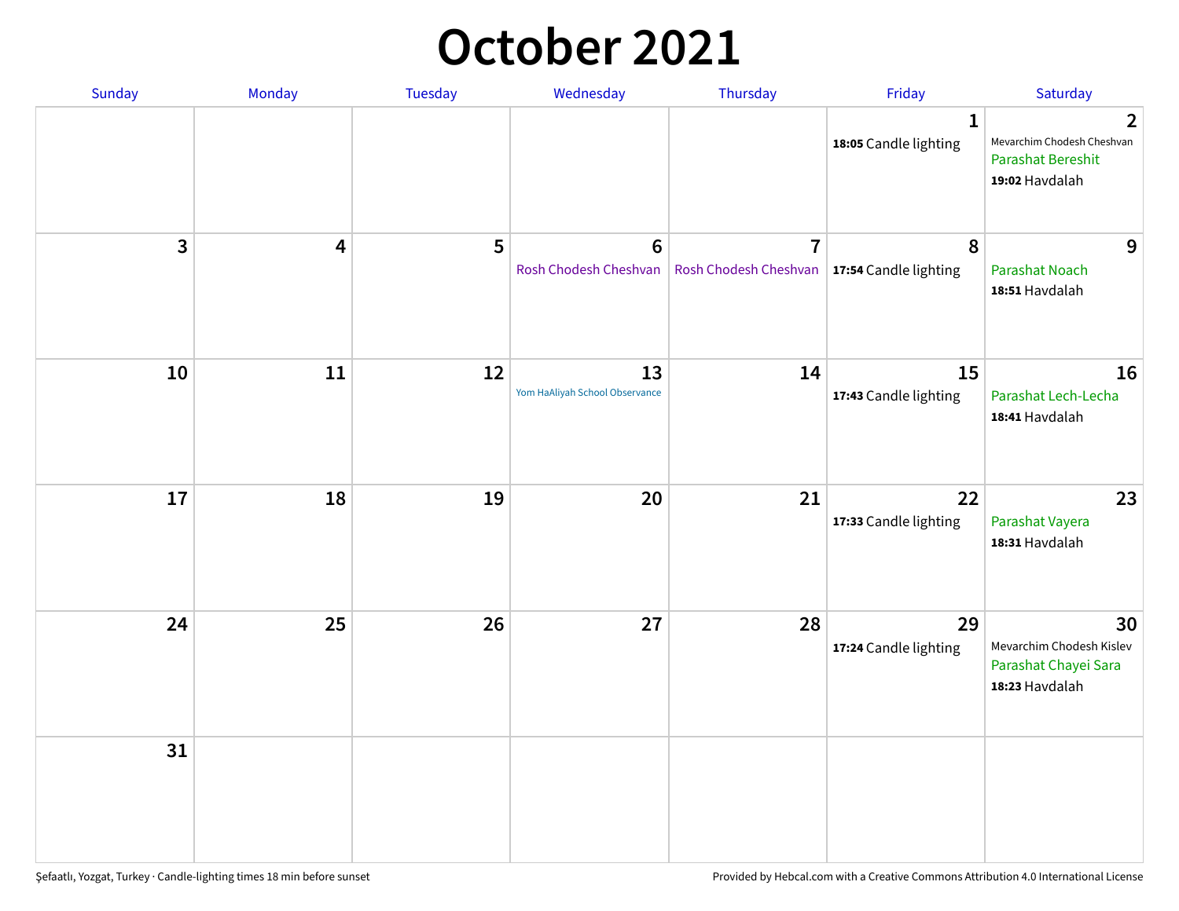# October 2021

| Sunday | Monday | Tuesday | Wednesday | Thursday | Friday | Saturday |
|---|---|---|---|---|---|---|
| | | | | | 1<br>**18:05** Candle lighting | 2<br>Mevarchim Chodesh Cheshvan<br>Parashat Bereshit<br>**19:02** Havdalah |
| 3 | 4 | 5 | 6<br>Rosh Chodesh Cheshvan | 7<br>Rosh Chodesh Cheshvan | 8<br>**17:54** Candle lighting | 9<br>Parashat Noach<br>**18:51** Havdalah |
| 10 | 11 | 12 | 13<br>Yom HaAliyah School Observance | 14 | 15<br>**17:43** Candle lighting | 16<br>Parashat Lech-Lecha<br>**18:41** Havdalah |
| 17 | 18 | 19 | 20 | 21 | 22<br>**17:33** Candle lighting | 23<br>Parashat Vayera<br>**18:31** Havdalah |
| 24 | 25 | 26 | 27 | 28 | 29<br>**17:24** Candle lighting | 30<br>Mevarchim Chodesh Kislev<br>Parashat Chayei Sara<br>**18:23** Havdalah |
| 31 | | | | | | |

Şefaatlı, Yozgat, Turkey · Candle-lighting times 18 min before sunset

Provided by Hebcal.com with a Creative Commons Attribution 4.0 International License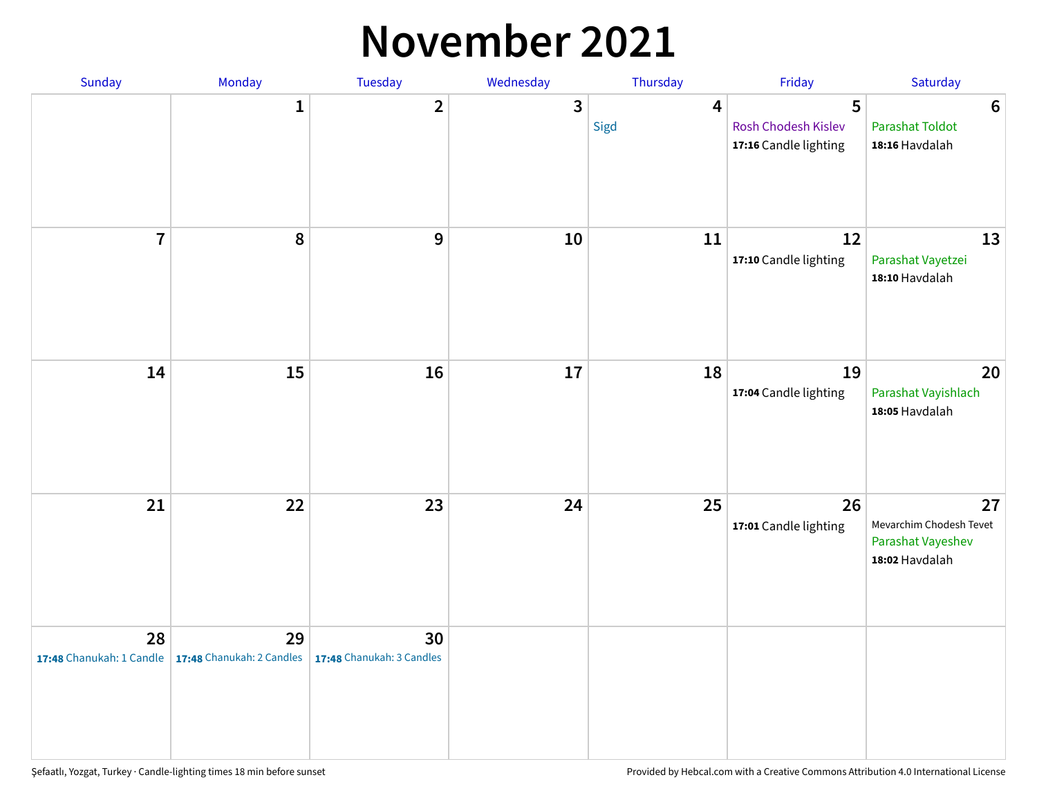# November 2021

| Sunday | Monday | Tuesday | Wednesday | Thursday | Friday | Saturday |
|---|---|---|---|---|---|---|
| | 1 | 2 | 3 | 4<br>Sigd | 5<br>Rosh Chodesh Kislev<br>**17:16** Candle lighting | 6<br>Parashat Toldot<br>**18:16** Havdalah |
| 7 | 8 | 9 | 10 | 11 | 12<br>**17:10** Candle lighting | 13<br>Parashat Vayetzei<br>**18:10** Havdalah |
| 14 | 15 | 16 | 17 | 18 | 19<br>**17:04** Candle lighting | 20<br>Parashat Vayishlach<br>**18:05** Havdalah |
| 21 | 22 | 23 | 24 | 25 | 26<br>**17:01** Candle lighting | 27<br>Mevarchim Chodesh Tevet<br>Parashat Vayeshev<br>**18:02** Havdalah |
| 28<br>**17:48** Chanukah: 1 Candle | 29<br>**17:48** Chanukah: 2 Candles | 30<br>**17:48** Chanukah: 3 Candles | | | | |

Şefaatlı, Yozgat, Turkey · Candle-lighting times 18 min before sunset

Provided by Hebcal.com with a Creative Commons Attribution 4.0 International License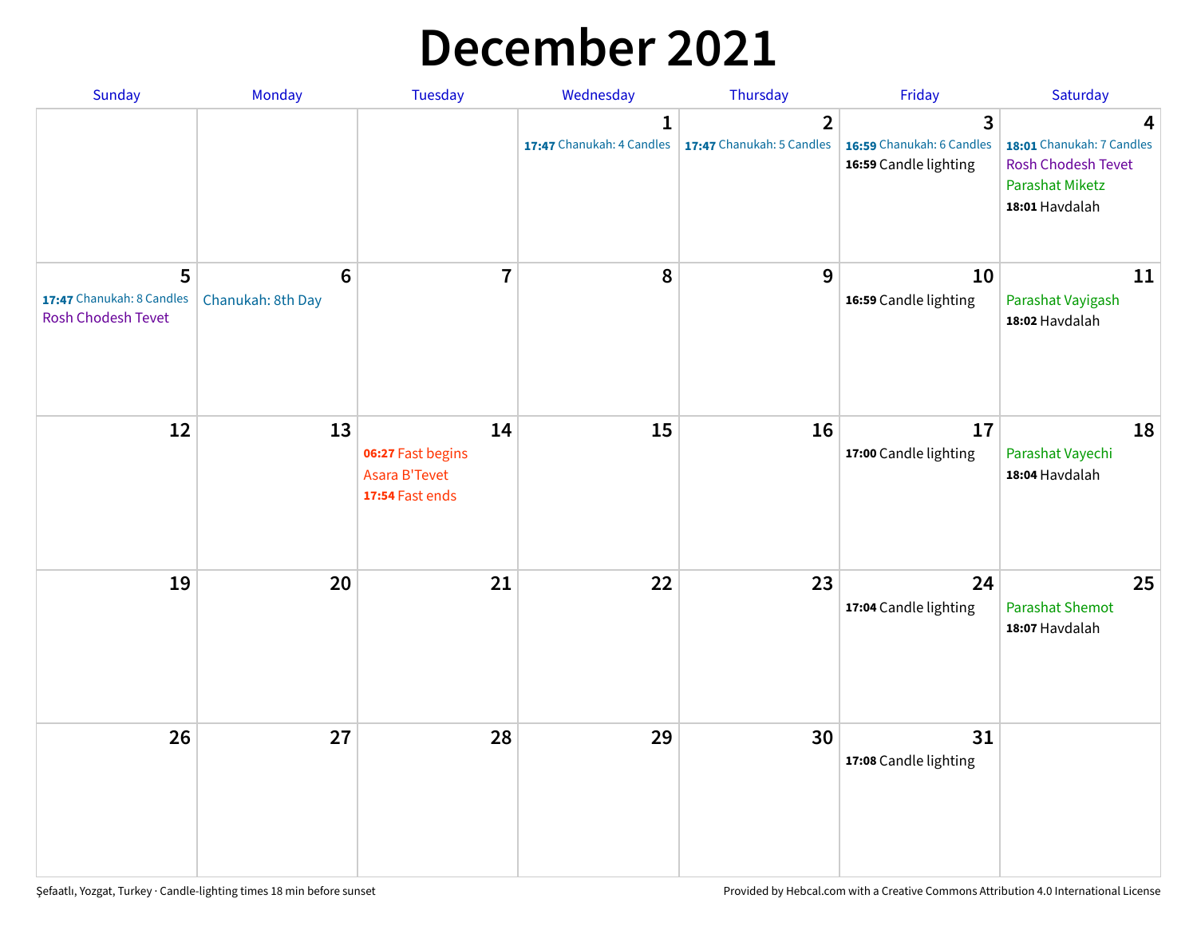# December 2021

| Sunday | Monday | Tuesday | Wednesday | Thursday | Friday | Saturday |
|---|---|---|---|---|---|---|
| | | | **1**<br>**17:47** Chanukah: 4 Candles | **2**<br>**17:47** Chanukah: 5 Candles | **3**<br>**16:59** Chanukah: 6 Candles<br>**16:59** Candle lighting | **4**<br>**18:01** Chanukah: 7 Candles<br>Rosh Chodesh Tevet<br>Parashat Miketz<br>**18:01** Havdalah |
| **5**<br>**17:47** Chanukah: 8 Candles<br>Rosh Chodesh Tevet | **6**<br>Chanukah: 8th Day | **7** | **8** | **9** | **10**<br>**16:59** Candle lighting | **11**<br>Parashat Vayigash<br>**18:02** Havdalah |
| **12** | **13** | **14**<br>**06:27** Fast begins<br>Asara B'Tevet<br>**17:54** Fast ends | **15** | **16** | **17**<br>**17:00** Candle lighting | **18**<br>Parashat Vayechi<br>**18:04** Havdalah |
| **19** | **20** | **21** | **22** | **23** | **24**<br>**17:04** Candle lighting | **25**<br>Parashat Shemot<br>**18:07** Havdalah |
| **26** | **27** | **28** | **29** | **30** | **31**<br>**17:08** Candle lighting | |

Şefaatlı, Yozgat, Turkey · Candle-lighting times 18 min before sunset

Provided by Hebcal.com with a Creative Commons Attribution 4.0 International License